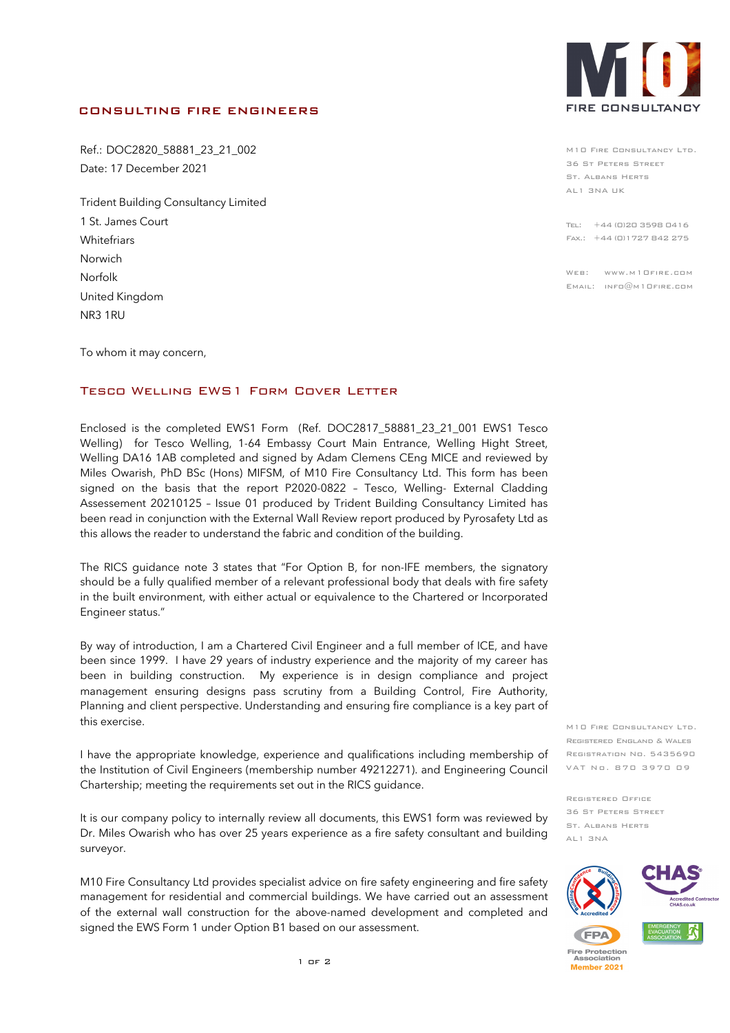**CONSULTING FIRE ENGINEERS**

M10 FIRE CONSULTANCY

M10 Fire Consultancy Ltd.
36 St Peters Street
St. Albans Herts
AL1 3NA UK

Tel: +44 (0)20 3598 0416
Fax.: +44 (0)1727 842 275

Web: www.m10fire.com
Email: info@m10fire.com

Ref.: DOC2820_58881_23_21_002
Date: 17 December 2021

Trident Building Consultancy Limited
1 St. James Court
Whitefriars
Norwich
Norfolk
United Kingdom
NR3 1RU

To whom it may concern,

## Tesco Welling EWS1 Form Cover Letter

Enclosed is the completed EWS1 Form (Ref. DOC2817_58881_23_21_001 EWS1 Tesco Welling) for Tesco Welling, 1-64 Embassy Court Main Entrance, Welling Hight Street, Welling DA16 1AB completed and signed by Adam Clemens CEng MICE and reviewed by Miles Owarish, PhD BSc (Hons) MIFSM, of M10 Fire Consultancy Ltd. This form has been signed on the basis that the report P2020-0822 – Tesco, Welling- External Cladding Assessement 20210125 – Issue 01 produced by Trident Building Consultancy Limited has been read in conjunction with the External Wall Review report produced by Pyrosafety Ltd as this allows the reader to understand the fabric and condition of the building.

The RICS guidance note 3 states that "For Option B, for non-IFE members, the signatory should be a fully qualified member of a relevant professional body that deals with fire safety in the built environment, with either actual or equivalence to the Chartered or Incorporated Engineer status."

By way of introduction, I am a Chartered Civil Engineer and a full member of ICE, and have been since 1999. I have 29 years of industry experience and the majority of my career has been in building construction. My experience is in design compliance and project management ensuring designs pass scrutiny from a Building Control, Fire Authority, Planning and client perspective. Understanding and ensuring fire compliance is a key part of this exercise.

I have the appropriate knowledge, experience and qualifications including membership of the Institution of Civil Engineers (membership number 49212271). and Engineering Council Chartership; meeting the requirements set out in the RICS guidance.

It is our company policy to internally review all documents, this EWS1 form was reviewed by Dr. Miles Owarish who has over 25 years experience as a fire safety consultant and building surveyor.

M10 Fire Consultancy Ltd provides specialist advice on fire safety engineering and fire safety management for residential and commercial buildings. We have carried out an assessment of the external wall construction for the above-named development and completed and signed the EWS Form 1 under Option B1 based on our assessment.

M10 Fire Consultancy Ltd.
Registered England & Wales
Registration No. 5435690
VAT No. 870 3970 09

Registered Office
36 St Peters Street
St. Albans Herts
AL1 3NA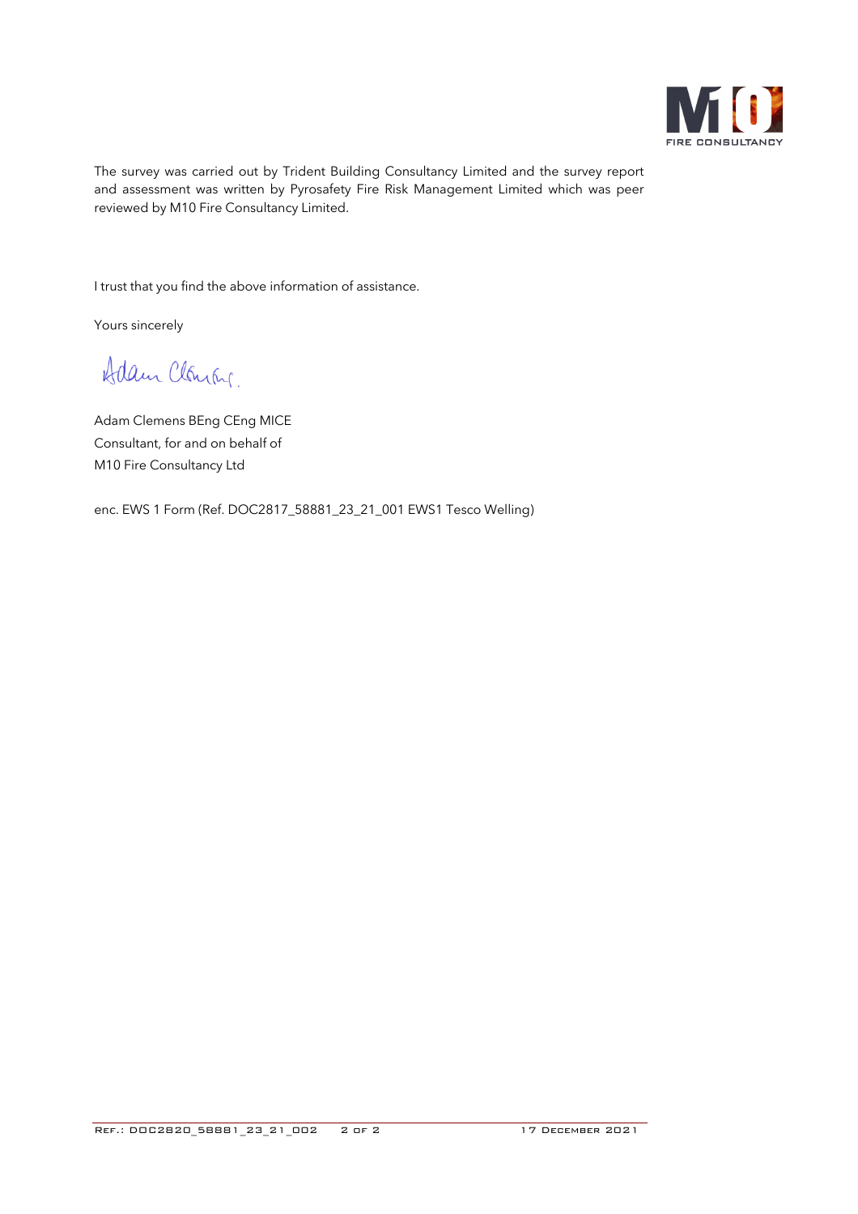The survey was carried out by Trident Building Consultancy Limited and the survey report and assessment was written by Pyrosafety Fire Risk Management Limited which was peer reviewed by M10 Fire Consultancy Limited.

I trust that you find the above information of assistance.

Yours sincerely

Adam Clemens BEng CEng MICE
Consultant, for and on behalf of
M10 Fire Consultancy Ltd

enc. EWS 1 Form (Ref. DOC2817_58881_23_21_001 EWS1 Tesco Welling)